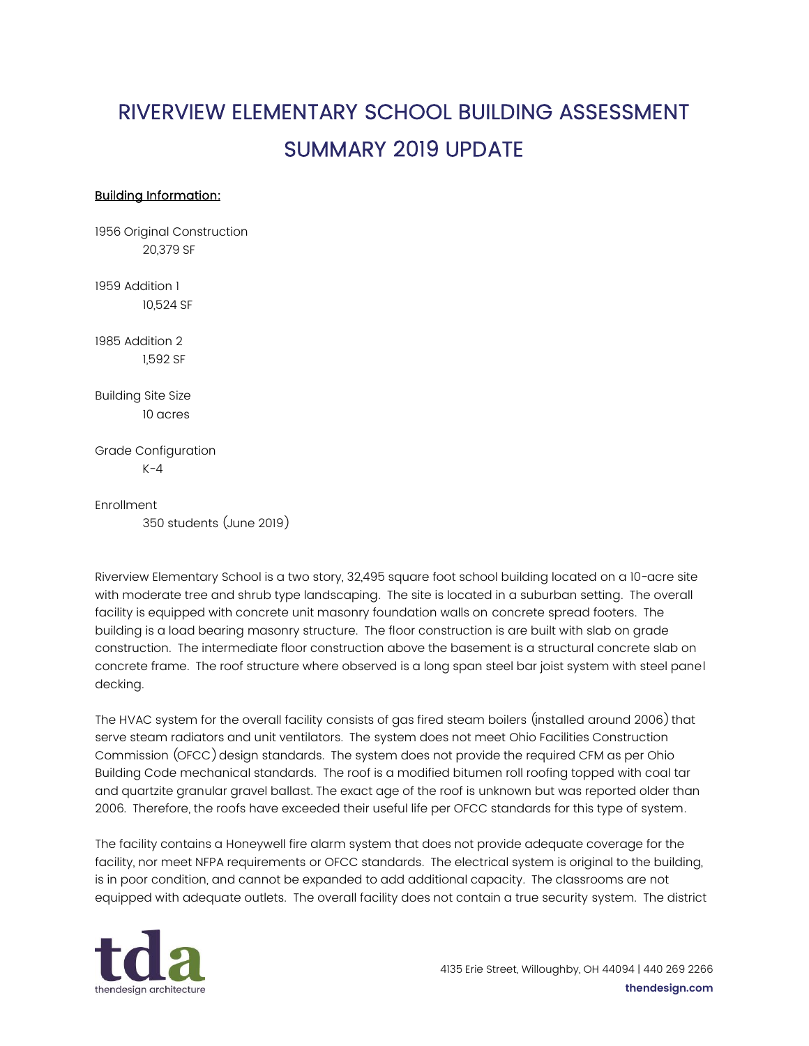# RIVERVIEW ELEMENTARY SCHOOL BUILDING ASSESSMENT SUMMARY 2019 UPDATE

<u>Building Information:</u>

1956 Original Construction
    20,379 SF

1959 Addition 1
    10,524 SF

1985 Addition 2
    1,592 SF

Building Site Size
    10 acres

Grade Configuration
    K-4

Enrollment
    350 students (June 2019)

Riverview Elementary School is a two story, 32,495 square foot school building located on a 10-acre site with moderate tree and shrub type landscaping. The site is located in a suburban setting. The overall facility is equipped with concrete unit masonry foundation walls on concrete spread footers. The building is a load bearing masonry structure. The floor construction is are built with slab on grade construction. The intermediate floor construction above the basement is a structural concrete slab on concrete frame. The roof structure where observed is a long span steel bar joist system with steel panel decking.

The HVAC system for the overall facility consists of gas fired steam boilers (installed around 2006) that serve steam radiators and unit ventilators. The system does not meet Ohio Facilities Construction Commission (OFCC) design standards. The system does not provide the required CFM as per Ohio Building Code mechanical standards. The roof is a modified bitumen roll roofing topped with coal tar and quartzite granular gravel ballast. The exact age of the roof is unknown but was reported older than 2006. Therefore, the roofs have exceeded their useful life per OFCC standards for this type of system.

The facility contains a Honeywell fire alarm system that does not provide adequate coverage for the facility, nor meet NFPA requirements or OFCC standards. The electrical system is original to the building, is in poor condition, and cannot be expanded to add additional capacity. The classrooms are not equipped with adequate outlets. The overall facility does not contain a true security system. The district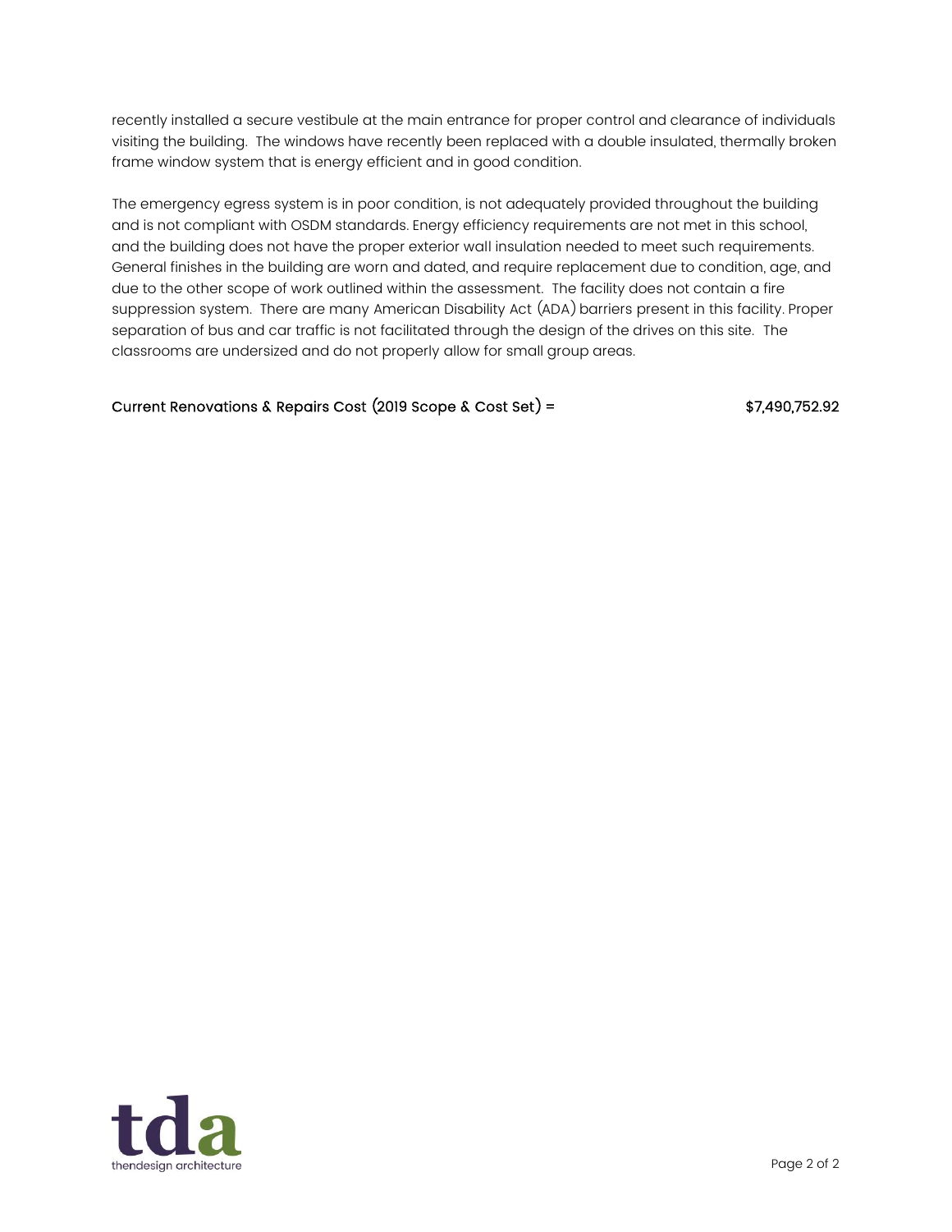recently installed a secure vestibule at the main entrance for proper control and clearance of individuals visiting the building. The windows have recently been replaced with a double insulated, thermally broken frame window system that is energy efficient and in good condition.

The emergency egress system is in poor condition, is not adequately provided throughout the building and is not compliant with OSDM standards. Energy efficiency requirements are not met in this school, and the building does not have the proper exterior wall insulation needed to meet such requirements. General finishes in the building are worn and dated, and require replacement due to condition, age, and due to the other scope of work outlined within the assessment. The facility does not contain a fire suppression system. There are many American Disability Act (ADA) barriers present in this facility. Proper separation of bus and car traffic is not facilitated through the design of the drives on this site. The classrooms are undersized and do not properly allow for small group areas.

Current Renovations & Repairs Cost (2019 Scope & Cost Set) = $7,490,752.92

tda

thendesign architecture